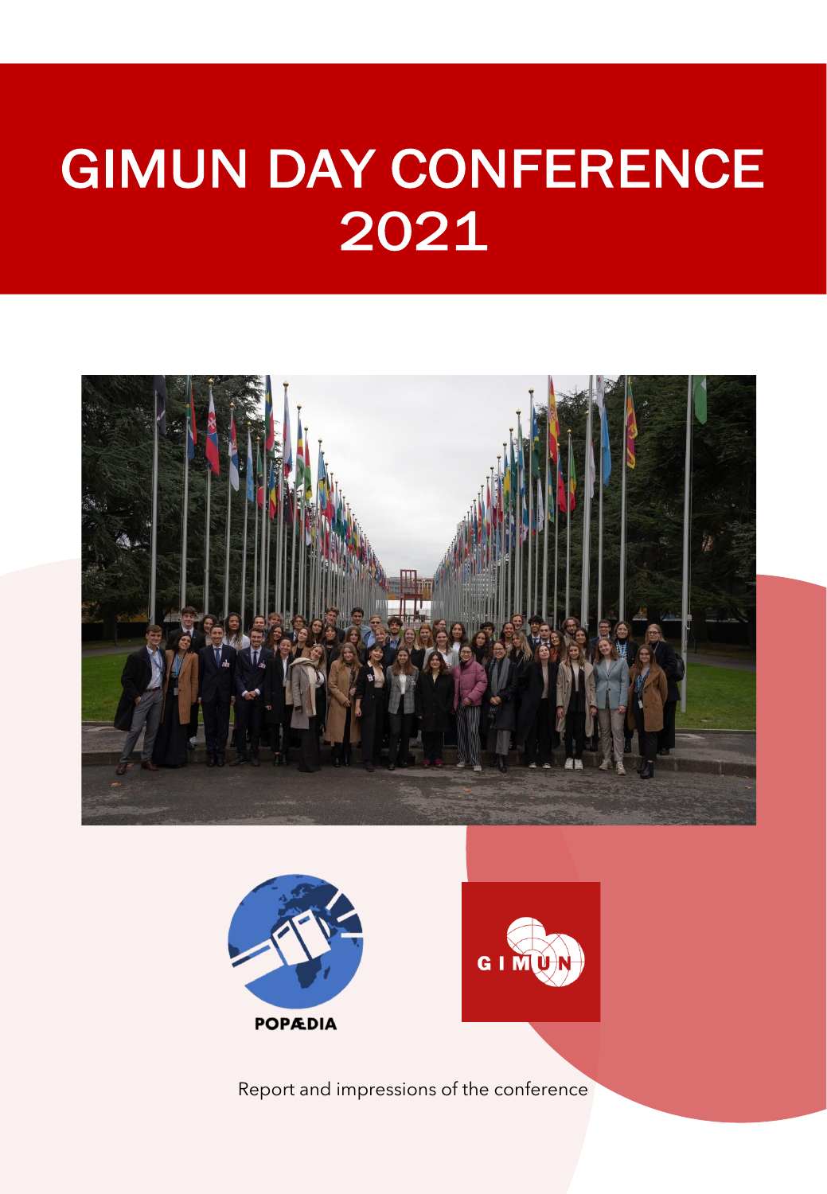# GIMUN DAY CONFERENCE 2021

POPÆDIA

GIMUN

Report and impressions of the conference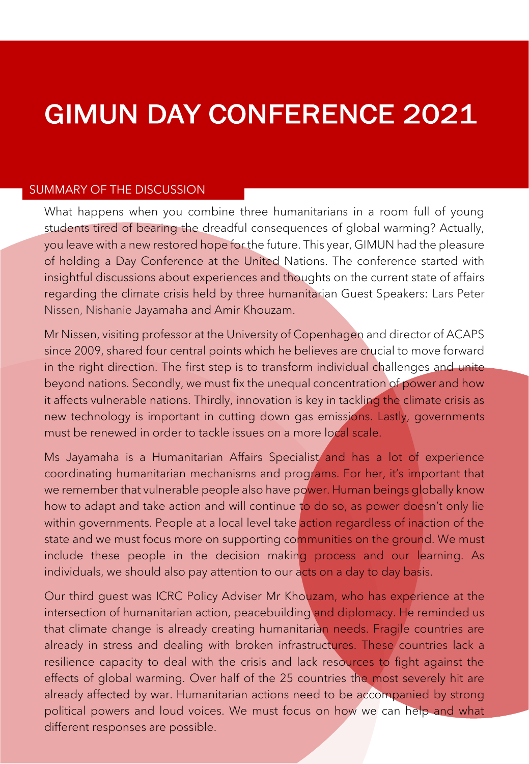# GIMUN DAY CONFERENCE 2021

## SUMMARY OF THE DISCUSSION

What happens when you combine three humanitarians in a room full of young students tired of bearing the dreadful consequences of global warming? Actually, you leave with a new restored hope for the future. This year, GIMUN had the pleasure of holding a Day Conference at the United Nations. The conference started with insightful discussions about experiences and thoughts on the current state of affairs regarding the climate crisis held by three humanitarian Guest Speakers: Lars Peter Nissen, Nishanie Jayamaha and Amir Khouzam.

Mr Nissen, visiting professor at the University of Copenhagen and director of ACAPS since 2009, shared four central points which he believes are crucial to move forward in the right direction. The first step is to transform individual challenges and unite beyond nations. Secondly, we must fix the unequal concentration of power and how it affects vulnerable nations. Thirdly, innovation is key in tackling the climate crisis as new technology is important in cutting down gas emissions. Lastly, governments must be renewed in order to tackle issues on a more local scale.

Ms Jayamaha is a Humanitarian Affairs Specialist and has a lot of experience coordinating humanitarian mechanisms and programs. For her, it's important that we remember that vulnerable people also have power. Human beings globally know how to adapt and take action and will continue to do so, as power doesn't only lie within governments. People at a local level take action regardless of inaction of the state and we must focus more on supporting communities on the ground. We must include these people in the decision making process and our learning. As individuals, we should also pay attention to our acts on a day to day basis.

Our third guest was ICRC Policy Adviser Mr Khouzam, who has experience at the intersection of humanitarian action, peacebuilding and diplomacy. He reminded us that climate change is already creating humanitarian needs. Fragile countries are already in stress and dealing with broken infrastructures. These countries lack a resilience capacity to deal with the crisis and lack resources to fight against the effects of global warming. Over half of the 25 countries the most severely hit are already affected by war. Humanitarian actions need to be accompanied by strong political powers and loud voices. We must focus on how we can help and what different responses are possible.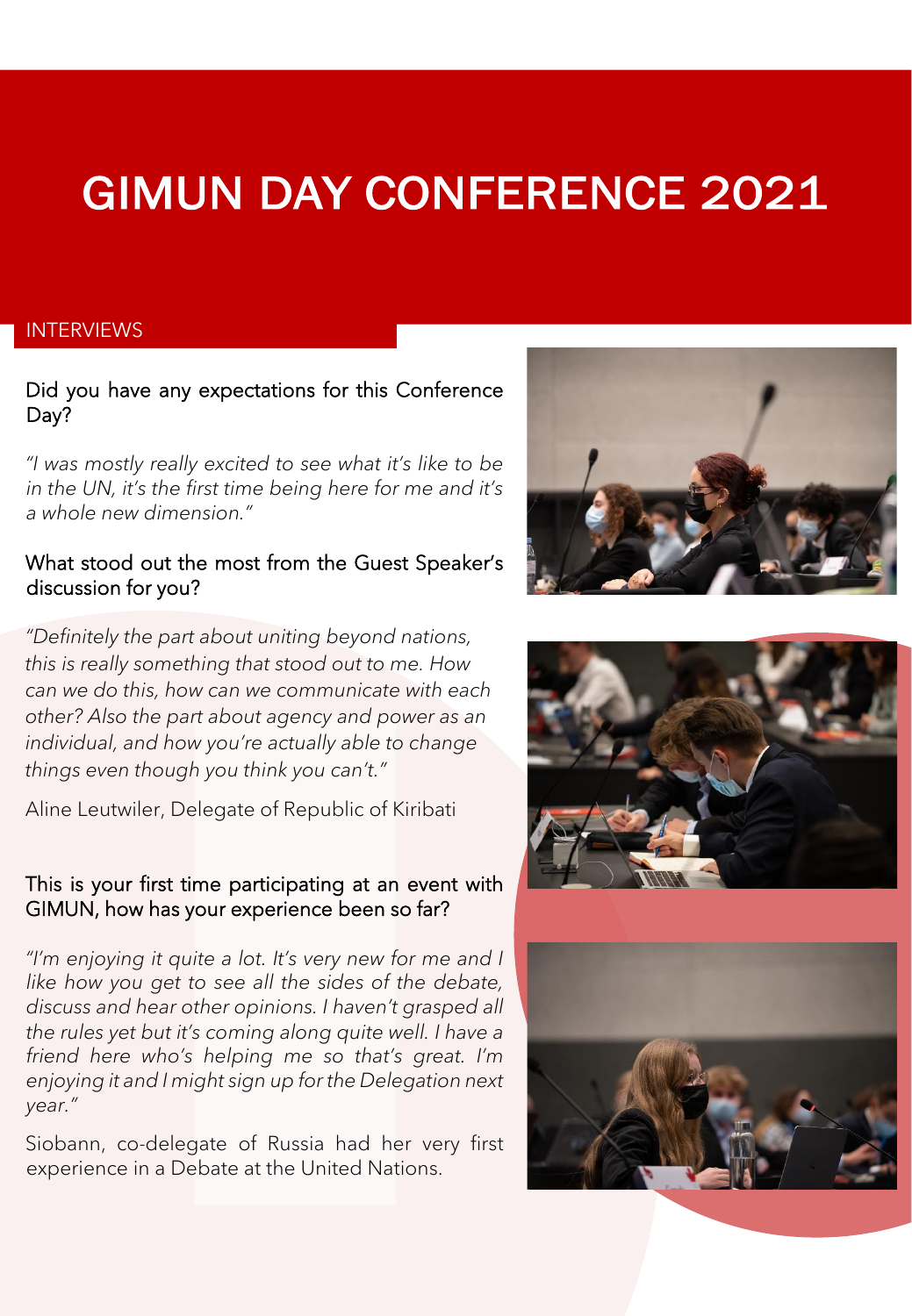# GIMUN DAY CONFERENCE 2021

## INTERVIEWS

### Did you have any expectations for this Conference Day?

*"I was mostly really excited to see what it's like to be in the UN, it's the first time being here for me and it's a whole new dimension."*

### What stood out the most from the Guest Speaker's discussion for you?

*"Definitely the part about uniting beyond nations, this is really something that stood out to me. How can we do this, how can we communicate with each other? Also the part about agency and power as an individual, and how you're actually able to change things even though you think you can't."*

Aline Leutwiler, Delegate of Republic of Kiribati

### This is your first time participating at an event with GIMUN, how has your experience been so far?

*"I'm enjoying it quite a lot. It's very new for me and I like how you get to see all the sides of the debate, discuss and hear other opinions. I haven't grasped all the rules yet but it's coming along quite well. I have a friend here who's helping me so that's great. I'm enjoying it and I might sign up for the Delegation next year."*

Siobann, co-delegate of Russia had her very first experience in a Debate at the United Nations.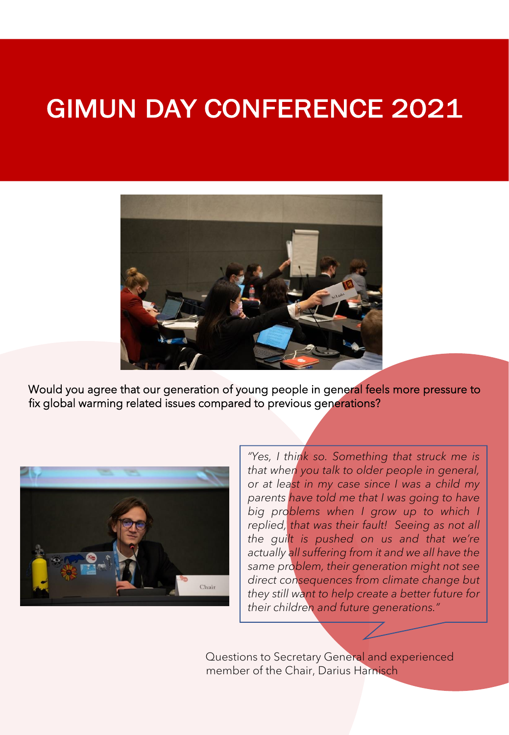# GIMUN DAY CONFERENCE 2021

Would you agree that our generation of young people in general feels more pressure to fix global warming related issues compared to previous generations?

*"Yes, I think so. Something that struck me is that when you talk to older people in general, or at least in my case since I was a child my parents have told me that I was going to have big problems when I grow up to which I replied, that was their fault! Seeing as not all the guilt is pushed on us and that we're actually all suffering from it and we all have the same problem, their generation might not see direct consequences from climate change but they still want to help create a better future for their children and future generations."*

Questions to Secretary General and experienced member of the Chair, Darius Harnisch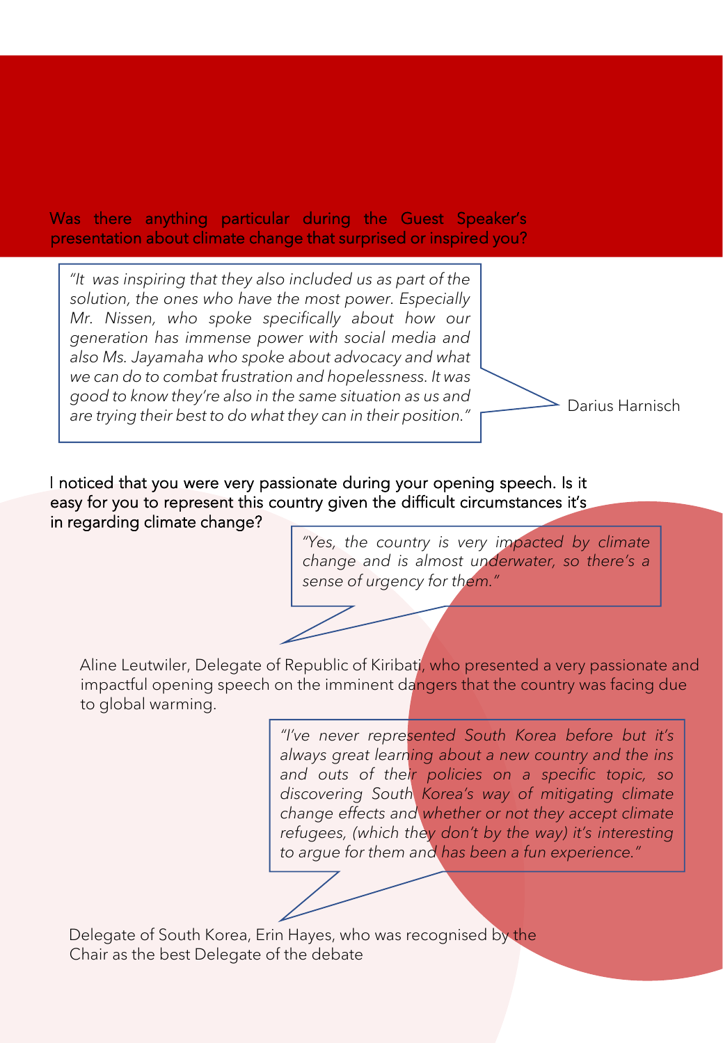**Was there anything particular during the Guest Speaker's presentation about climate change that surprised or inspired you?**

*"It was inspiring that they also included us as part of the solution, the ones who have the most power. Especially Mr. Nissen, who spoke specifically about how our generation has immense power with social media and also Ms. Jayamaha who spoke about advocacy and what we can do to combat frustration and hopelessness. It was good to know they're also in the same situation as us and are trying their best to do what they can in their position."*

Darius Harnisch

**I noticed that you were very passionate during your opening speech. Is it easy for you to represent this country given the difficult circumstances it's in regarding climate change?**

*"Yes, the country is very impacted by climate change and is almost underwater, so there's a sense of urgency for them."*

Aline Leutwiler, Delegate of Republic of Kiribati, who presented a very passionate and impactful opening speech on the imminent dangers that the country was facing due to global warming.

*"I've never represented South Korea before but it's always great learning about a new country and the ins and outs of their policies on a specific topic, so discovering South Korea's way of mitigating climate change effects and whether or not they accept climate refugees, (which they don't by the way) it's interesting to argue for them and has been a fun experience."*

Delegate of South Korea, Erin Hayes, who was recognised by the Chair as the best Delegate of the debate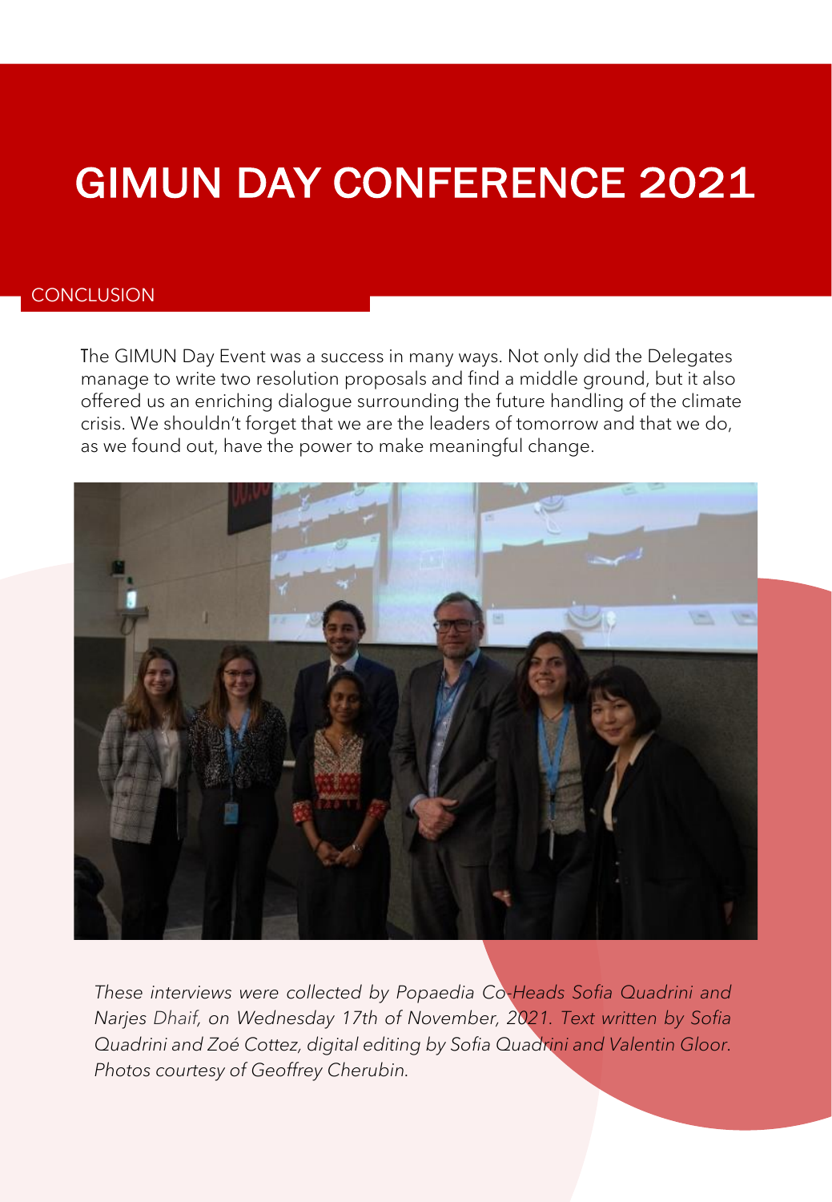# GIMUN DAY CONFERENCE 2021

## CONCLUSION

The GIMUN Day Event was a success in many ways. Not only did the Delegates manage to write two resolution proposals and find a middle ground, but it also offered us an enriching dialogue surrounding the future handling of the climate crisis. We shouldn't forget that we are the leaders of tomorrow and that we do, as we found out, have the power to make meaningful change.

*These interviews were collected by Popaedia Co-Heads Sofia Quadrini and Narjes Dhaif, on Wednesday 17th of November, 2021. Text written by Sofia Quadrini and Zoé Cottez, digital editing by Sofia Quadrini and Valentin Gloor. Photos courtesy of Geoffrey Cherubin.*